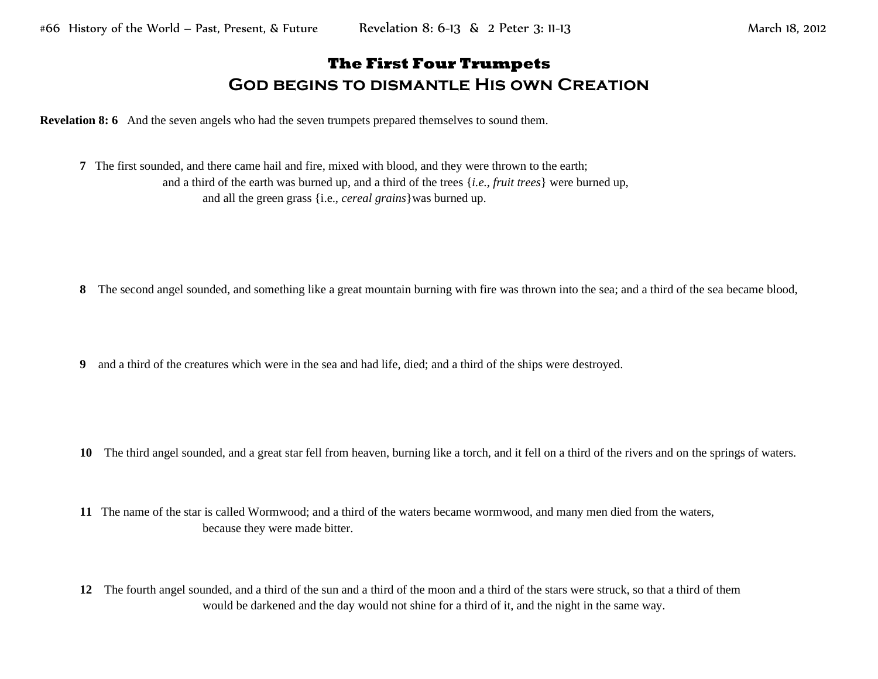#66 History of the World – Past, Present, & Future    Revelation 8: 6-13 & 2 Peter 3: 11-13    March 18, 2012

# The First Four Trumpets
## God begins to dismantle His own Creation

**Revelation 8: 6** And the seven angels who had the seven trumpets prepared themselves to sound them.

**7** The first sounded, and there came hail and fire, mixed with blood, and they were thrown to the earth;
and a third of the earth was burned up, and a third of the trees {*i.e., fruit trees*} were burned up,
and all the green grass {i.e., *cereal grains*}was burned up.

**8** The second angel sounded, and something like a great mountain burning with fire was thrown into the sea; and a third of the sea became blood,

**9** and a third of the creatures which were in the sea and had life, died; and a third of the ships were destroyed.

**10** The third angel sounded, and a great star fell from heaven, burning like a torch, and it fell on a third of the rivers and on the springs of waters.

**11** The name of the star is called Wormwood; and a third of the waters became wormwood, and many men died from the waters,
because they were made bitter.

**12** The fourth angel sounded, and a third of the sun and a third of the moon and a third of the stars were struck, so that a third of them
would be darkened and the day would not shine for a third of it, and the night in the same way.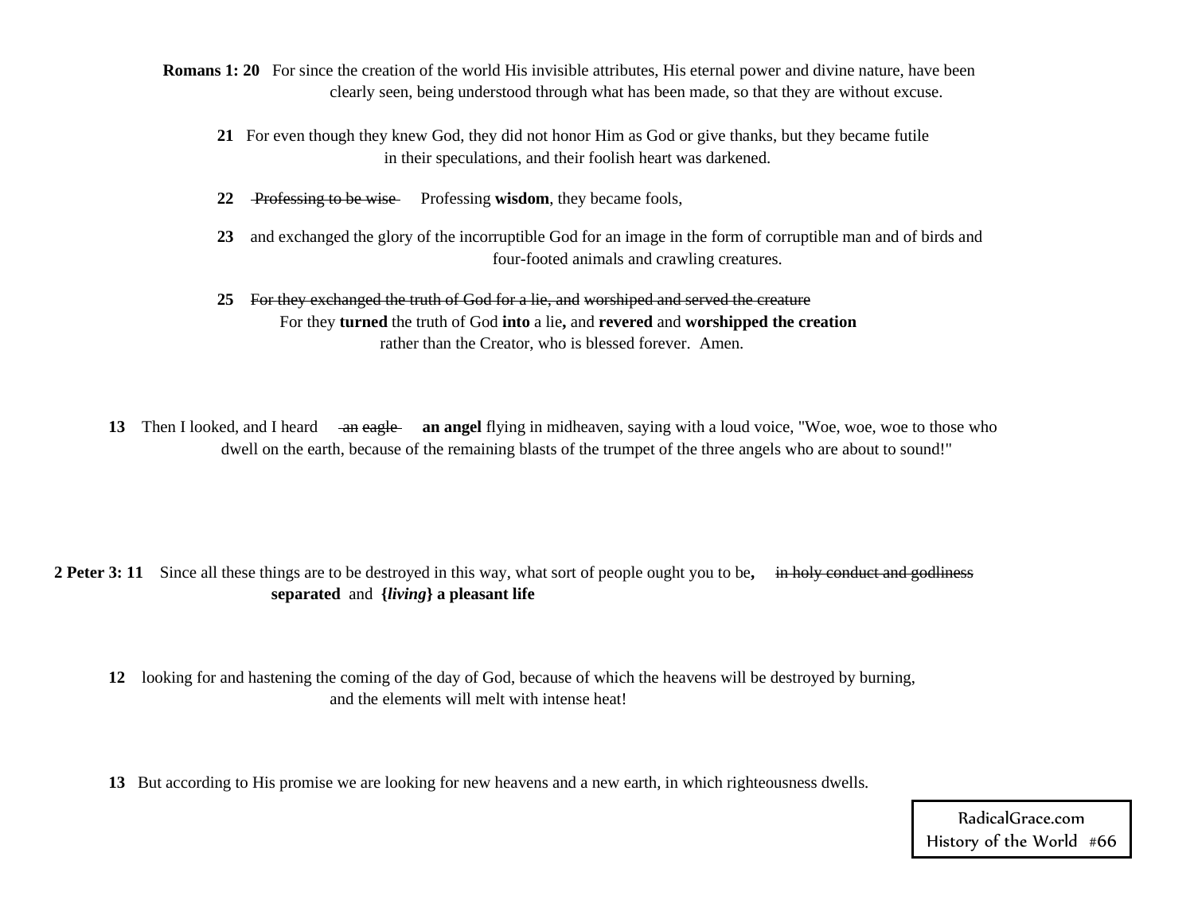**Romans 1: 20** For since the creation of the world His invisible attributes, His eternal power and divine nature, have been clearly seen, being understood through what has been made, so that they are without excuse.

**21** For even though they knew God, they did not honor Him as God or give thanks, but they became futile in their speculations, and their foolish heart was darkened.

**22** ~~Professing to be wise~~ Professing **wisdom**, they became fools,

**23** and exchanged the glory of the incorruptible God for an image in the form of corruptible man and of birds and four-footed animals and crawling creatures.

**25** ~~For they exchanged the truth of God for a lie, and worshiped and served the creature~~
For they **turned** the truth of God **into** a lie**,** and **revered** and **worshipped the creation** rather than the Creator, who is blessed forever. Amen.

**13** Then I looked, and I heard ~~an eagle~~ **an angel** flying in midheaven, saying with a loud voice, "Woe, woe, woe to those who dwell on the earth, because of the remaining blasts of the trumpet of the three angels who are about to sound!"

**2 Peter 3: 11** Since all these things are to be destroyed in this way, what sort of people ought you to be**,** ~~in holy conduct and godliness~~
**separated** and **{*living*} a pleasant life**

**12** looking for and hastening the coming of the day of God, because of which the heavens will be destroyed by burning, and the elements will melt with intense heat!

**13** But according to His promise we are looking for new heavens and a new earth, in which righteousness dwells.

RadicalGrace.com
History of the World #66